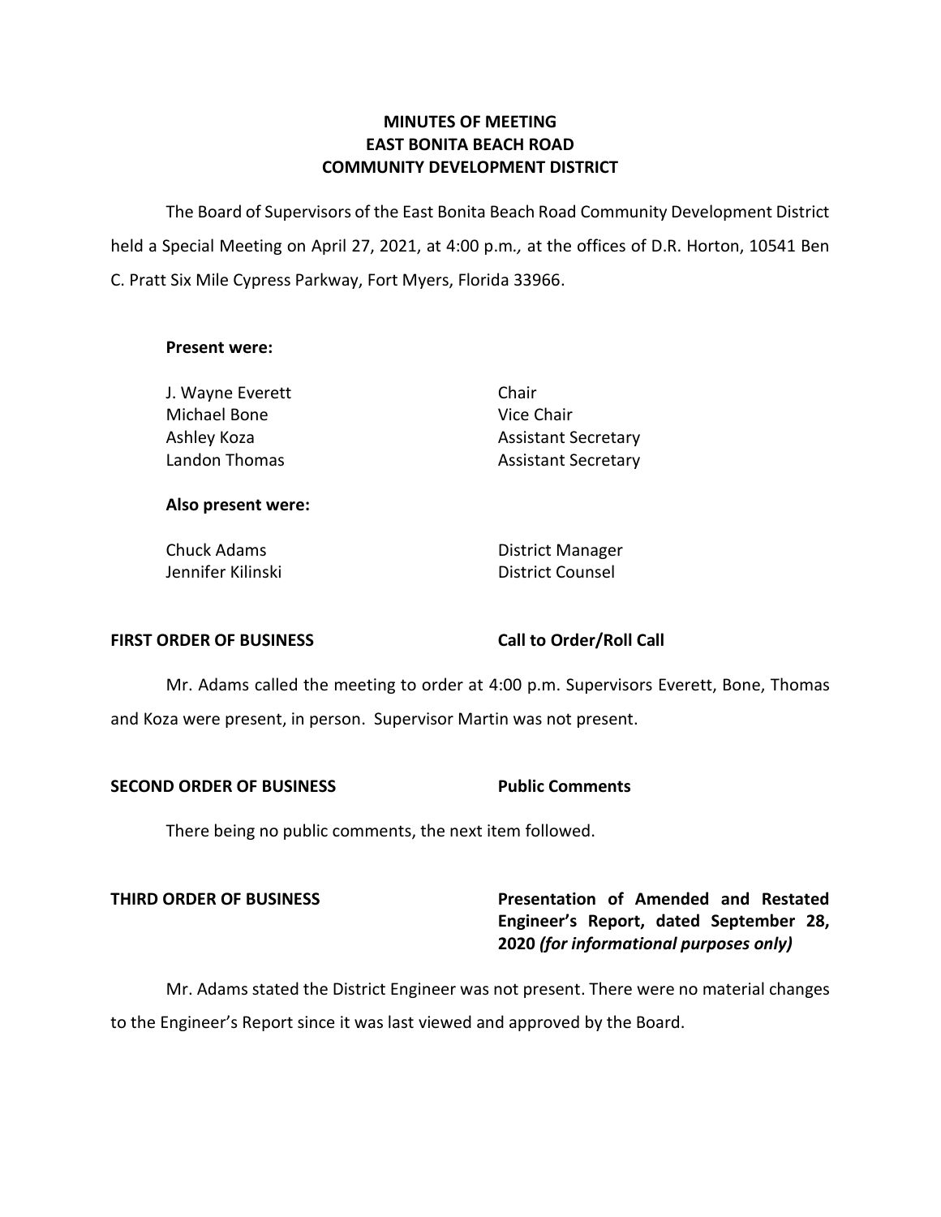# MINUTES OF MEETING
# EAST BONITA BEACH ROAD
# COMMUNITY DEVELOPMENT DISTRICT

The Board of Supervisors of the East Bonita Beach Road Community Development District held a Special Meeting on April 27, 2021, at 4:00 p.m*.,* at the offices of D.R. Horton, 10541 Ben C. Pratt Six Mile Cypress Parkway, Fort Myers, Florida 33966.

**Present were:**

| | |
|---|---|
| J. Wayne Everett | Chair |
| Michael Bone | Vice Chair |
| Ashley Koza | Assistant Secretary |
| Landon Thomas | Assistant Secretary |

**Also present were:**

| | |
|---|---|
| Chuck Adams | District Manager |
| Jennifer Kilinski | District Counsel |

**FIRST ORDER OF BUSINESS** **Call to Order/Roll Call**

Mr. Adams called the meeting to order at 4:00 p.m. Supervisors Everett, Bone, Thomas and Koza were present, in person. Supervisor Martin was not present.

**SECOND ORDER OF BUSINESS** **Public Comments**

There being no public comments, the next item followed.

**THIRD ORDER OF BUSINESS** **Presentation of Amended and Restated Engineer's Report, dated September 28, 2020 *(for informational purposes only)***

Mr. Adams stated the District Engineer was not present. There were no material changes to the Engineer's Report since it was last viewed and approved by the Board.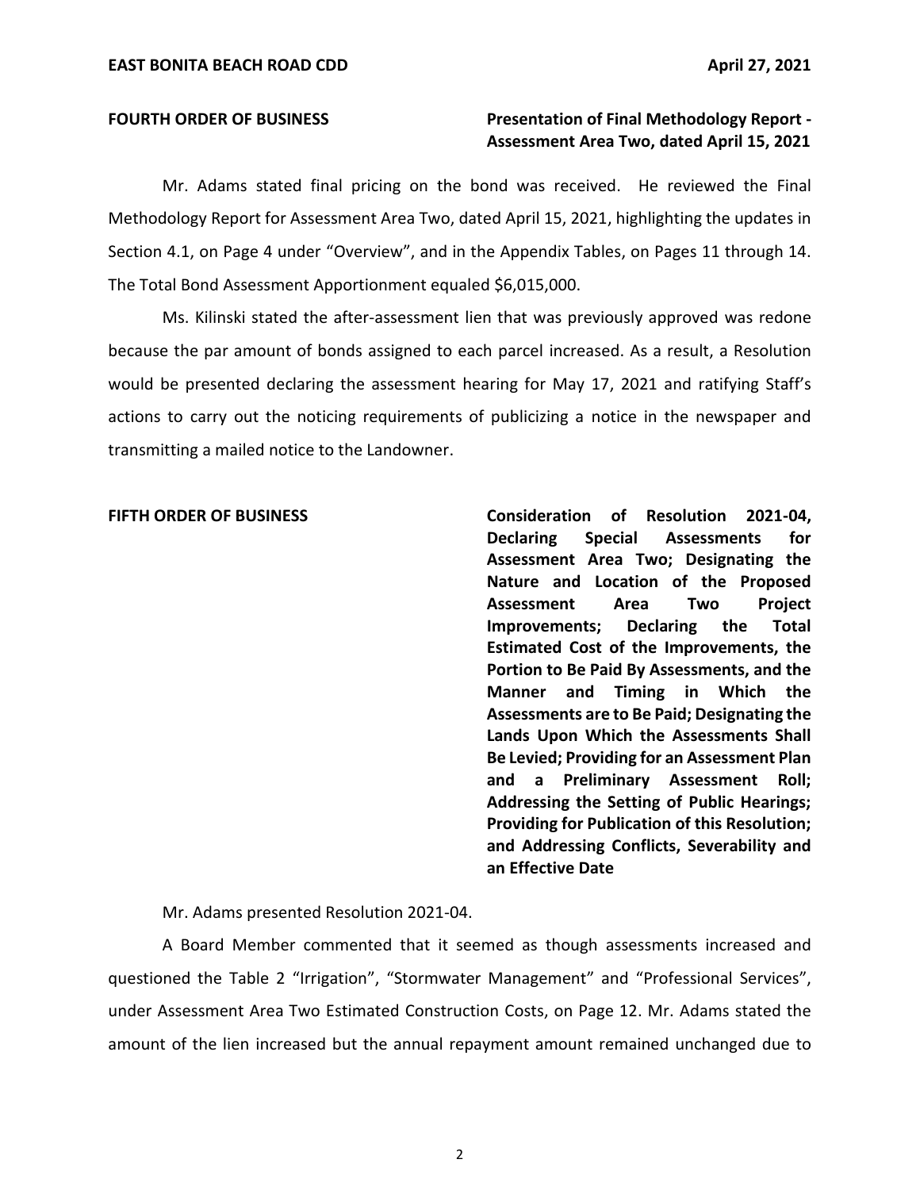**FOURTH ORDER OF BUSINESS** **Presentation of Final Methodology Report - Assessment Area Two, dated April 15, 2021**

Mr. Adams stated final pricing on the bond was received. He reviewed the Final Methodology Report for Assessment Area Two, dated April 15, 2021, highlighting the updates in Section 4.1, on Page 4 under "Overview", and in the Appendix Tables, on Pages 11 through 14. The Total Bond Assessment Apportionment equaled $6,015,000.

Ms. Kilinski stated the after-assessment lien that was previously approved was redone because the par amount of bonds assigned to each parcel increased. As a result, a Resolution would be presented declaring the assessment hearing for May 17, 2021 and ratifying Staff's actions to carry out the noticing requirements of publicizing a notice in the newspaper and transmitting a mailed notice to the Landowner.

**FIFTH ORDER OF BUSINESS** **Consideration of Resolution 2021-04, Declaring Special Assessments for Assessment Area Two; Designating the Nature and Location of the Proposed Assessment Area Two Project Improvements; Declaring the Total Estimated Cost of the Improvements, the Portion to Be Paid By Assessments, and the Manner and Timing in Which the Assessments are to Be Paid; Designating the Lands Upon Which the Assessments Shall Be Levied; Providing for an Assessment Plan and a Preliminary Assessment Roll; Addressing the Setting of Public Hearings; Providing for Publication of this Resolution; and Addressing Conflicts, Severability and an Effective Date**

Mr. Adams presented Resolution 2021-04.

A Board Member commented that it seemed as though assessments increased and questioned the Table 2 "Irrigation", "Stormwater Management" and "Professional Services", under Assessment Area Two Estimated Construction Costs, on Page 12. Mr. Adams stated the amount of the lien increased but the annual repayment amount remained unchanged due to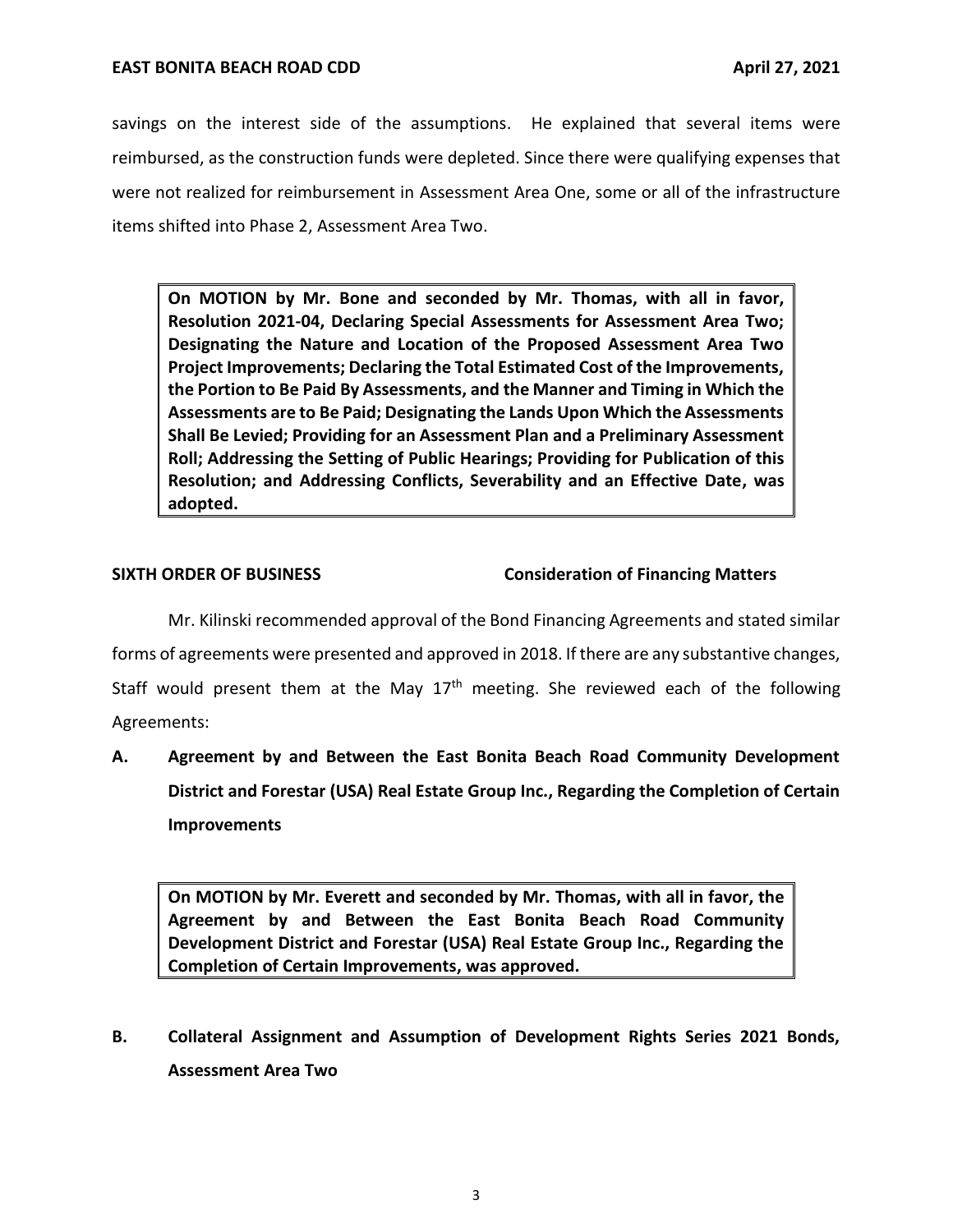savings on the interest side of the assumptions. He explained that several items were reimbursed, as the construction funds were depleted. Since there were qualifying expenses that were not realized for reimbursement in Assessment Area One, some or all of the infrastructure items shifted into Phase 2, Assessment Area Two.

> **On MOTION by Mr. Bone and seconded by Mr. Thomas, with all in favor, Resolution 2021-04, Declaring Special Assessments for Assessment Area Two; Designating the Nature and Location of the Proposed Assessment Area Two Project Improvements; Declaring the Total Estimated Cost of the Improvements, the Portion to Be Paid By Assessments, and the Manner and Timing in Which the Assessments are to Be Paid; Designating the Lands Upon Which the Assessments Shall Be Levied; Providing for an Assessment Plan and a Preliminary Assessment Roll; Addressing the Setting of Public Hearings; Providing for Publication of this Resolution; and Addressing Conflicts, Severability and an Effective Date, was adopted.**

**SIXTH ORDER OF BUSINESS** **Consideration of Financing Matters**

Mr. Kilinski recommended approval of the Bond Financing Agreements and stated similar forms of agreements were presented and approved in 2018. If there are any substantive changes, Staff would present them at the May 17th meeting. She reviewed each of the following Agreements:

**A. Agreement by and Between the East Bonita Beach Road Community Development District and Forestar (USA) Real Estate Group Inc., Regarding the Completion of Certain Improvements**

> **On MOTION by Mr. Everett and seconded by Mr. Thomas, with all in favor, the Agreement by and Between the East Bonita Beach Road Community Development District and Forestar (USA) Real Estate Group Inc., Regarding the Completion of Certain Improvements, was approved.**

**B. Collateral Assignment and Assumption of Development Rights Series 2021 Bonds, Assessment Area Two**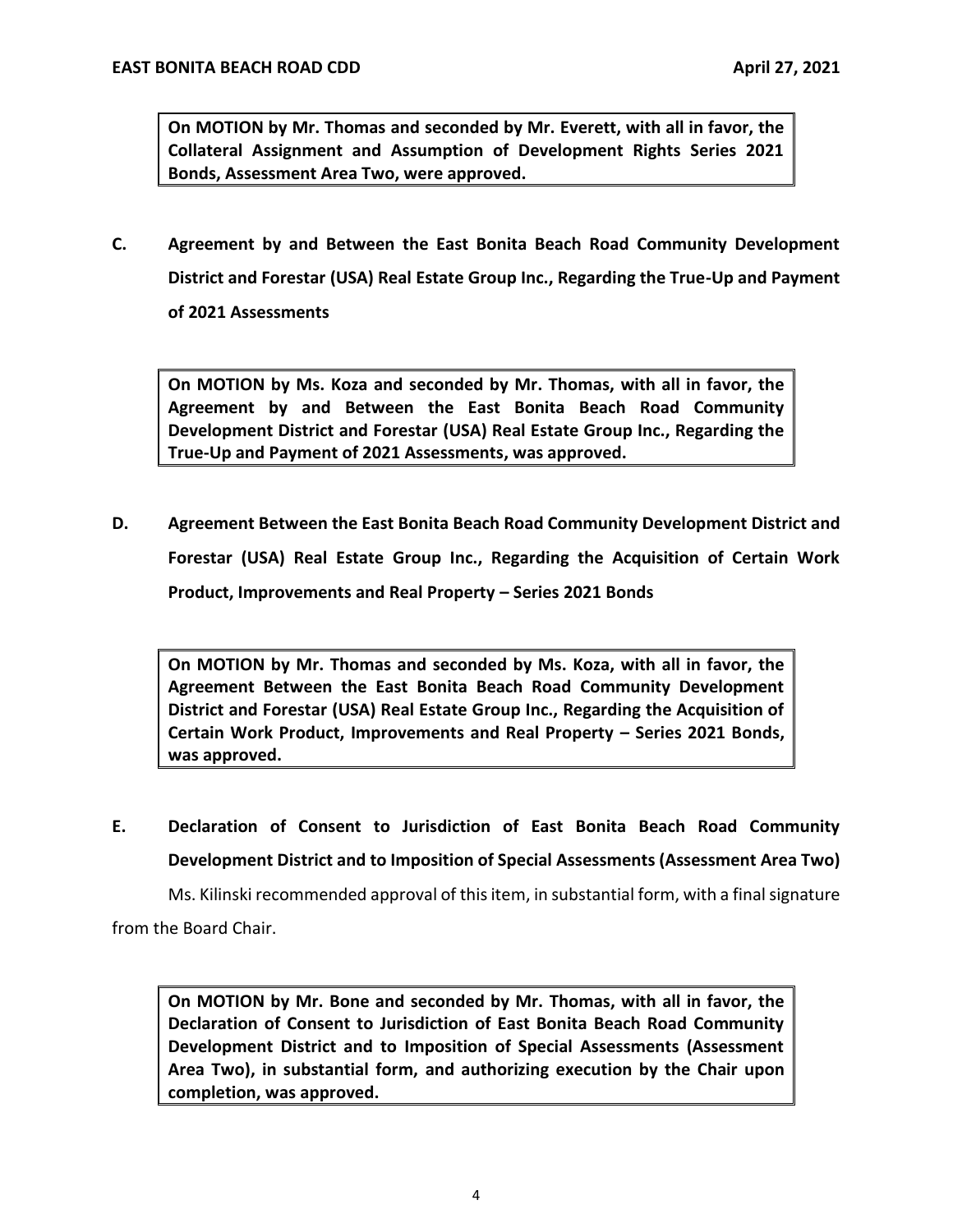**On MOTION by Mr. Thomas and seconded by Mr. Everett, with all in favor, the Collateral Assignment and Assumption of Development Rights Series 2021 Bonds, Assessment Area Two, were approved.**

**C. Agreement by and Between the East Bonita Beach Road Community Development District and Forestar (USA) Real Estate Group Inc., Regarding the True-Up and Payment of 2021 Assessments**

**On MOTION by Ms. Koza and seconded by Mr. Thomas, with all in favor, the Agreement by and Between the East Bonita Beach Road Community Development District and Forestar (USA) Real Estate Group Inc., Regarding the True-Up and Payment of 2021 Assessments, was approved.**

**D. Agreement Between the East Bonita Beach Road Community Development District and Forestar (USA) Real Estate Group Inc., Regarding the Acquisition of Certain Work Product, Improvements and Real Property – Series 2021 Bonds**

**On MOTION by Mr. Thomas and seconded by Ms. Koza, with all in favor, the Agreement Between the East Bonita Beach Road Community Development District and Forestar (USA) Real Estate Group Inc., Regarding the Acquisition of Certain Work Product, Improvements and Real Property – Series 2021 Bonds, was approved.**

**E. Declaration of Consent to Jurisdiction of East Bonita Beach Road Community Development District and to Imposition of Special Assessments (Assessment Area Two)**

Ms. Kilinski recommended approval of this item, in substantial form, with a final signature from the Board Chair.

**On MOTION by Mr. Bone and seconded by Mr. Thomas, with all in favor, the Declaration of Consent to Jurisdiction of East Bonita Beach Road Community Development District and to Imposition of Special Assessments (Assessment Area Two), in substantial form, and authorizing execution by the Chair upon completion, was approved.**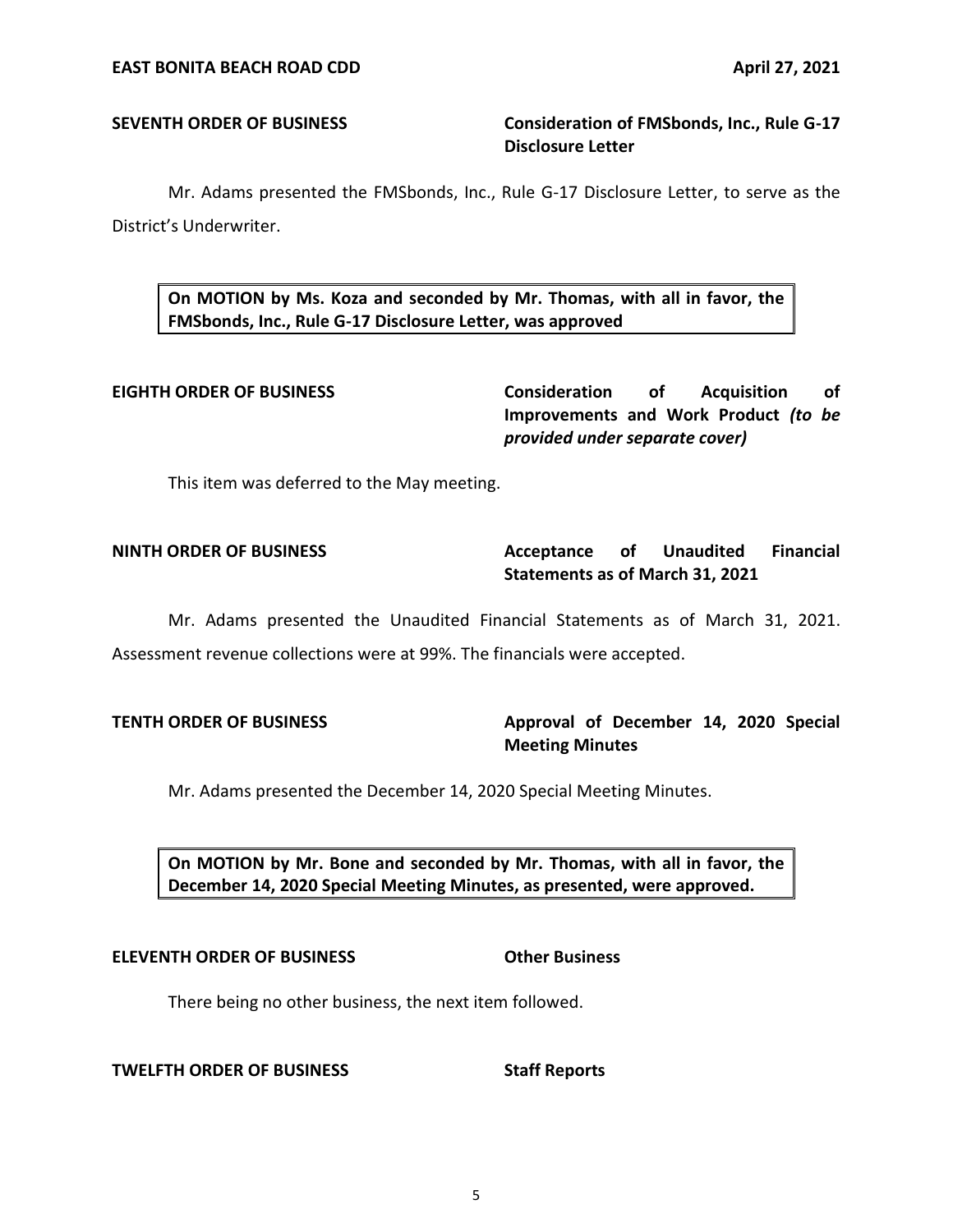**SEVENTH ORDER OF BUSINESS** **Consideration of FMSbonds, Inc., Rule G-17 Disclosure Letter**

Mr. Adams presented the FMSbonds, Inc., Rule G-17 Disclosure Letter, to serve as the District's Underwriter.

**On MOTION by Ms. Koza and seconded by Mr. Thomas, with all in favor, the FMSbonds, Inc., Rule G-17 Disclosure Letter, was approved**

**EIGHTH ORDER OF BUSINESS** **Consideration of Acquisition of Improvements and Work Product *(to be provided under separate cover)***

This item was deferred to the May meeting.

**NINTH ORDER OF BUSINESS** **Acceptance of Unaudited Financial Statements as of March 31, 2021**

Mr. Adams presented the Unaudited Financial Statements as of March 31, 2021. Assessment revenue collections were at 99%. The financials were accepted.

**TENTH ORDER OF BUSINESS** **Approval of December 14, 2020 Special Meeting Minutes**

Mr. Adams presented the December 14, 2020 Special Meeting Minutes.

**On MOTION by Mr. Bone and seconded by Mr. Thomas, with all in favor, the December 14, 2020 Special Meeting Minutes, as presented, were approved.**

**ELEVENTH ORDER OF BUSINESS** **Other Business**

There being no other business, the next item followed.

**TWELFTH ORDER OF BUSINESS** **Staff Reports**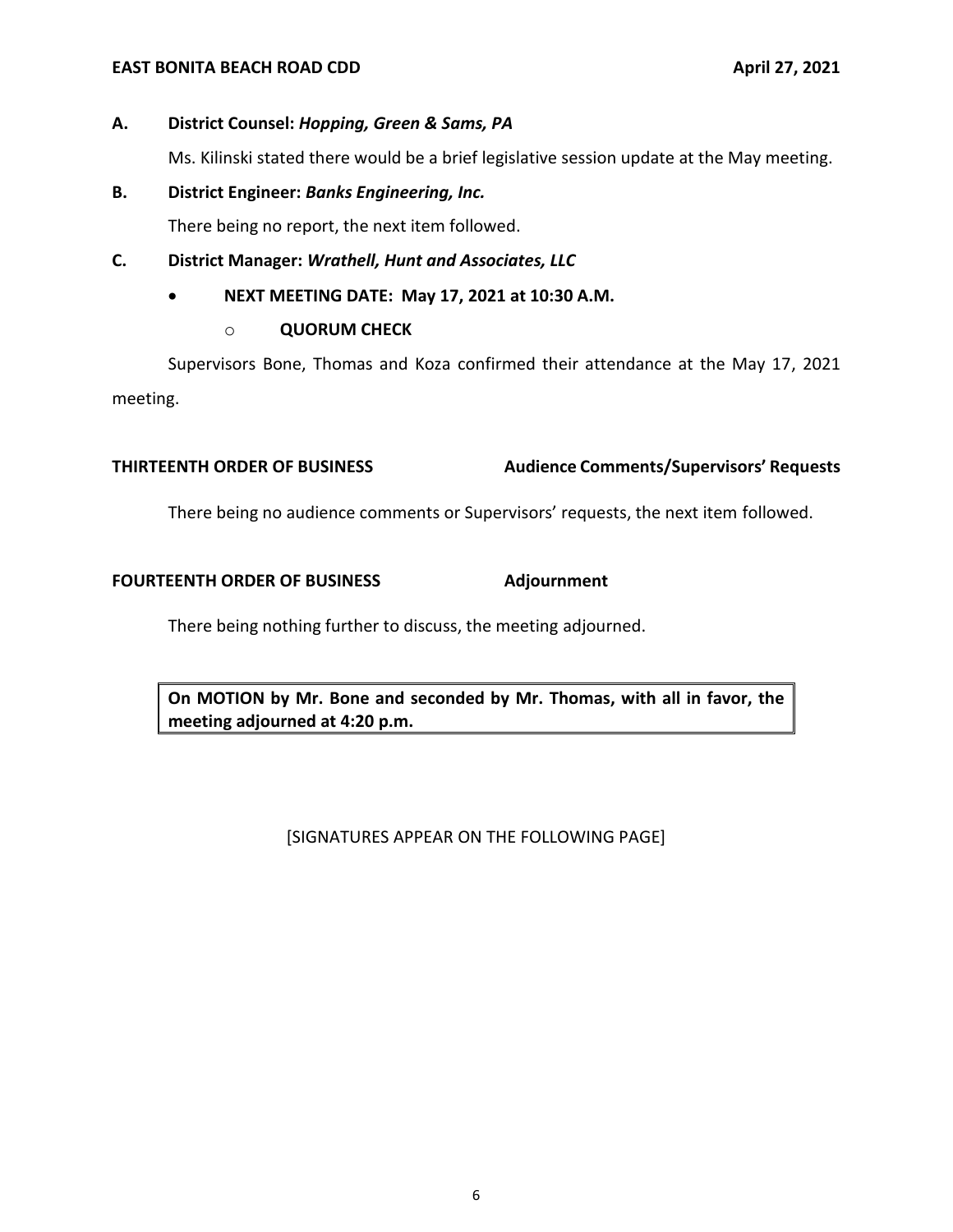**A. District Counsel: *Hopping, Green & Sams, PA***

Ms. Kilinski stated there would be a brief legislative session update at the May meeting.

**B. District Engineer: *Banks Engineering, Inc.***

There being no report, the next item followed.

**C. District Manager: *Wrathell, Hunt and Associates, LLC***

- **NEXT MEETING DATE: May 17, 2021 at 10:30 A.M.**
  - **QUORUM CHECK**

Supervisors Bone, Thomas and Koza confirmed their attendance at the May 17, 2021 meeting.

**THIRTEENTH ORDER OF BUSINESS — Audience Comments/Supervisors' Requests**

There being no audience comments or Supervisors' requests, the next item followed.

**FOURTEENTH ORDER OF BUSINESS — Adjournment**

There being nothing further to discuss, the meeting adjourned.

**On MOTION by Mr. Bone and seconded by Mr. Thomas, with all in favor, the meeting adjourned at 4:20 p.m.**

[SIGNATURES APPEAR ON THE FOLLOWING PAGE]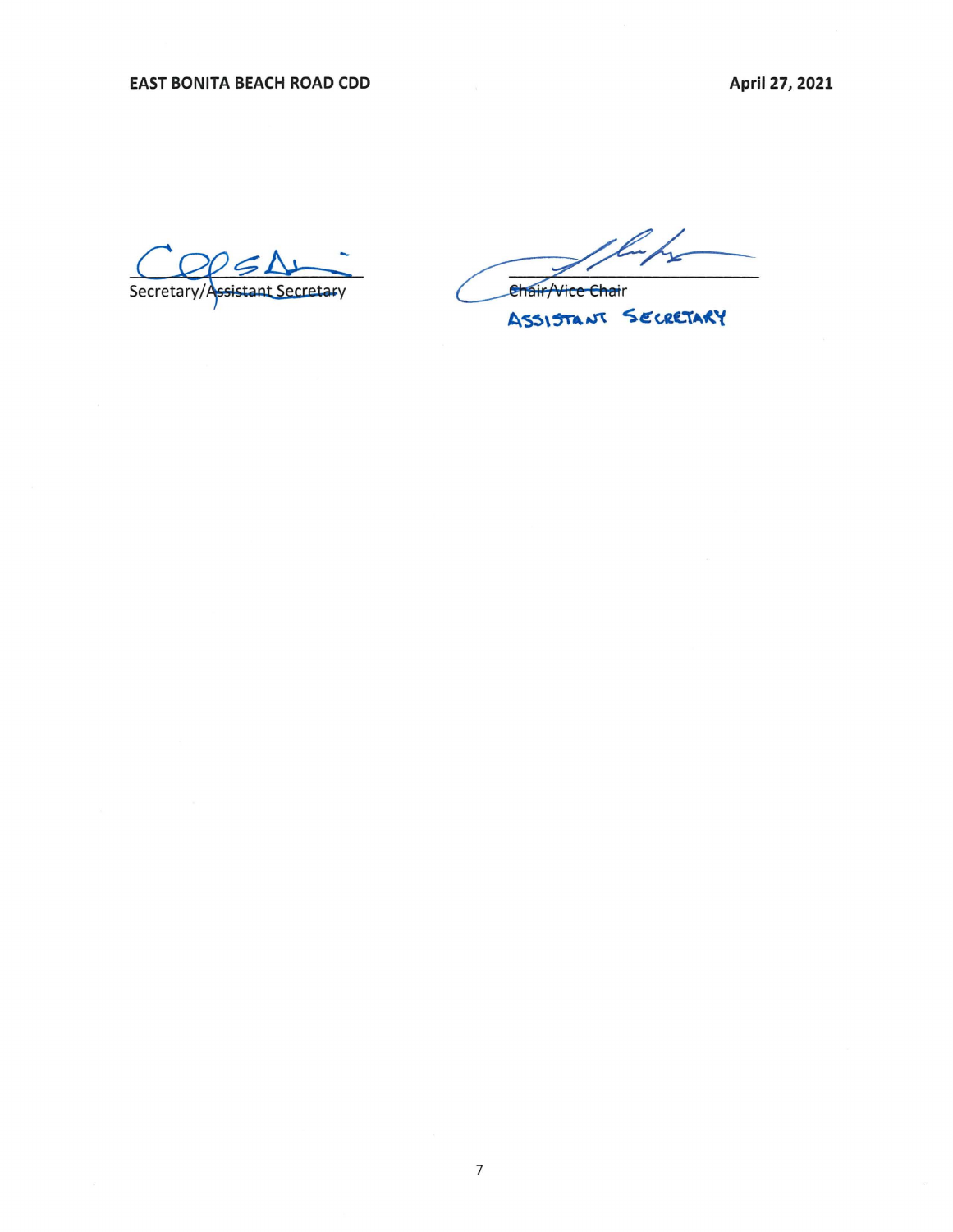\_\_\_\_\_\_\_\_\_\_\_\_\_\_\_\_\_\_\_\_\_\_\_\_\_\_\_\_\_\_
Secretary/~~Assistant Secretary~~

\_\_\_\_\_\_\_\_\_\_\_\_\_\_\_\_\_\_\_\_\_\_\_\_\_\_\_\_\_\_
~~Chair/Vice Chair~~
ASSISTANT SECRETARY